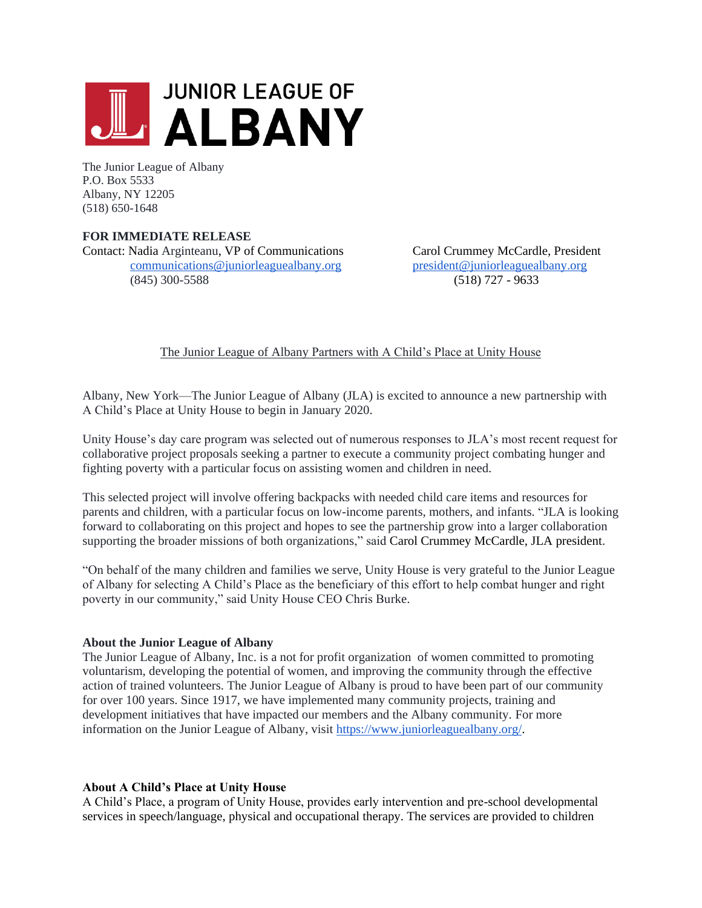# JUNIOR LEAGUE OF ALBANY

The Junior League of Albany
P.O. Box 5533
Albany, NY 12205
(518) 650-1648

**FOR IMMEDIATE RELEASE**

Contact: Nadia Arginteanu, VP of Communications
communications@juniorleaguealbany.org
(845) 300-5588

Carol Crummey McCardle, President
president@juniorleaguealbany.org
(518) 727 - 9633

## The Junior League of Albany Partners with A Child's Place at Unity House

Albany, New York—The Junior League of Albany (JLA) is excited to announce a new partnership with A Child's Place at Unity House to begin in January 2020.

Unity House's day care program was selected out of numerous responses to JLA's most recent request for collaborative project proposals seeking a partner to execute a community project combating hunger and fighting poverty with a particular focus on assisting women and children in need.

This selected project will involve offering backpacks with needed child care items and resources for parents and children, with a particular focus on low-income parents, mothers, and infants. "JLA is looking forward to collaborating on this project and hopes to see the partnership grow into a larger collaboration supporting the broader missions of both organizations," said Carol Crummey McCardle, JLA president.

"On behalf of the many children and families we serve, Unity House is very grateful to the Junior League of Albany for selecting A Child's Place as the beneficiary of this effort to help combat hunger and right poverty in our community," said Unity House CEO Chris Burke.

### About the Junior League of Albany

The Junior League of Albany, Inc. is a not for profit organization of women committed to promoting voluntarism, developing the potential of women, and improving the community through the effective action of trained volunteers. The Junior League of Albany is proud to have been part of our community for over 100 years. Since 1917, we have implemented many community projects, training and development initiatives that have impacted our members and the Albany community. For more information on the Junior League of Albany, visit https://www.juniorleaguealbany.org/.

### About A Child's Place at Unity House

A Child's Place, a program of Unity House, provides early intervention and pre-school developmental services in speech/language, physical and occupational therapy. The services are provided to children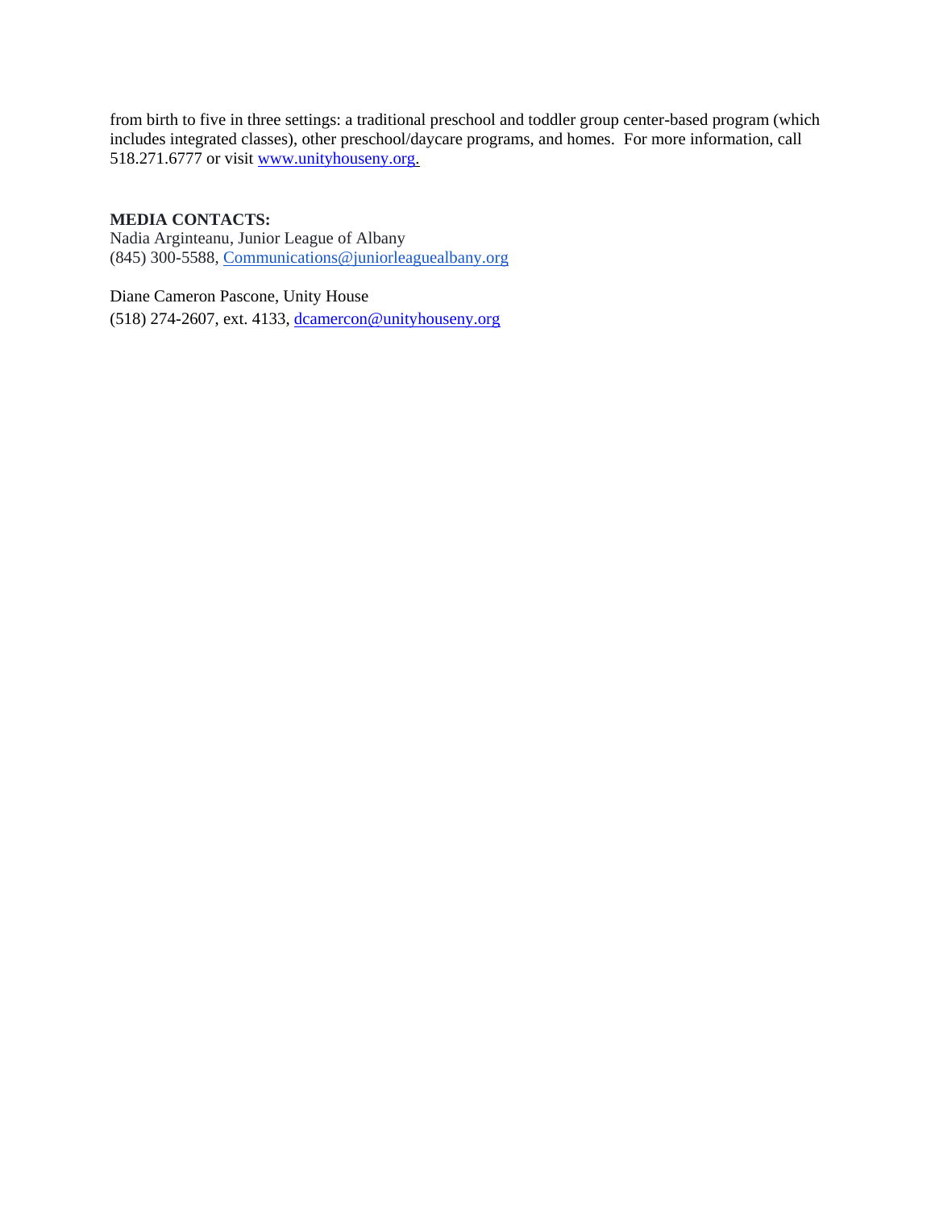from birth to five in three settings: a traditional preschool and toddler group center-based program (which includes integrated classes), other preschool/daycare programs, and homes. For more information, call 518.271.6777 or visit www.unityhouseny.org.

**MEDIA CONTACTS:**
Nadia Arginteanu, Junior League of Albany
(845) 300-5588, Communications@juniorleaguealbany.org

Diane Cameron Pascone, Unity House
(518) 274-2607, ext. 4133, dcamercon@unityhouseny.org